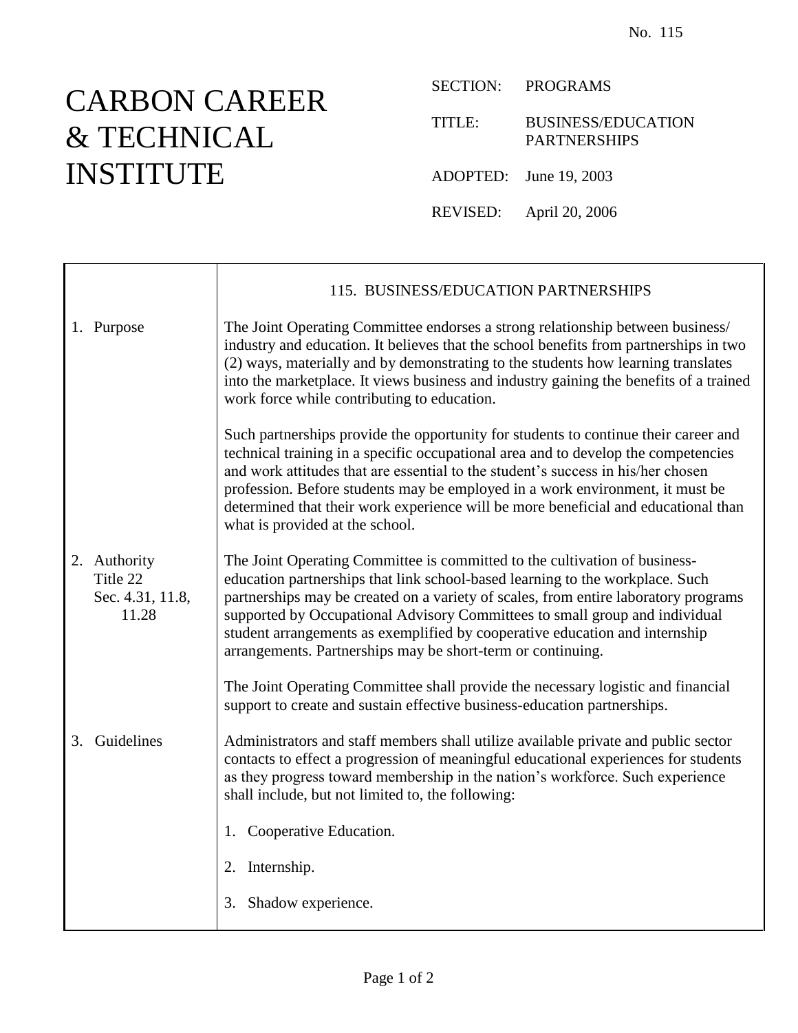No. 115

# CARBON CAREER & TECHNICAL INSTITUTE

SECTION: PROGRAMS

TITLE: BUSINESS/EDUCATION PARTNERSHIPS

ADOPTED: June 19, 2003

REVISED: April 20, 2006

## 115. BUSINESS/EDUCATION PARTNERSHIPS

### 1. Purpose

The Joint Operating Committee endorses a strong relationship between business/ industry and education. It believes that the school benefits from partnerships in two (2) ways, materially and by demonstrating to the students how learning translates into the marketplace. It views business and industry gaining the benefits of a trained work force while contributing to education.

Such partnerships provide the opportunity for students to continue their career and technical training in a specific occupational area and to develop the competencies and work attitudes that are essential to the student's success in his/her chosen profession. Before students may be employed in a work environment, it must be determined that their work experience will be more beneficial and educational than what is provided at the school.

### 2. Authority

Title 22
Sec. 4.31, 11.8, 11.28

The Joint Operating Committee is committed to the cultivation of business-education partnerships that link school-based learning to the workplace. Such partnerships may be created on a variety of scales, from entire laboratory programs supported by Occupational Advisory Committees to small group and individual student arrangements as exemplified by cooperative education and internship arrangements. Partnerships may be short-term or continuing.

The Joint Operating Committee shall provide the necessary logistic and financial support to create and sustain effective business-education partnerships.

### 3. Guidelines

Administrators and staff members shall utilize available private and public sector contacts to effect a progression of meaningful educational experiences for students as they progress toward membership in the nation's workforce. Such experience shall include, but not limited to, the following:

1. Cooperative Education.

2. Internship.

3. Shadow experience.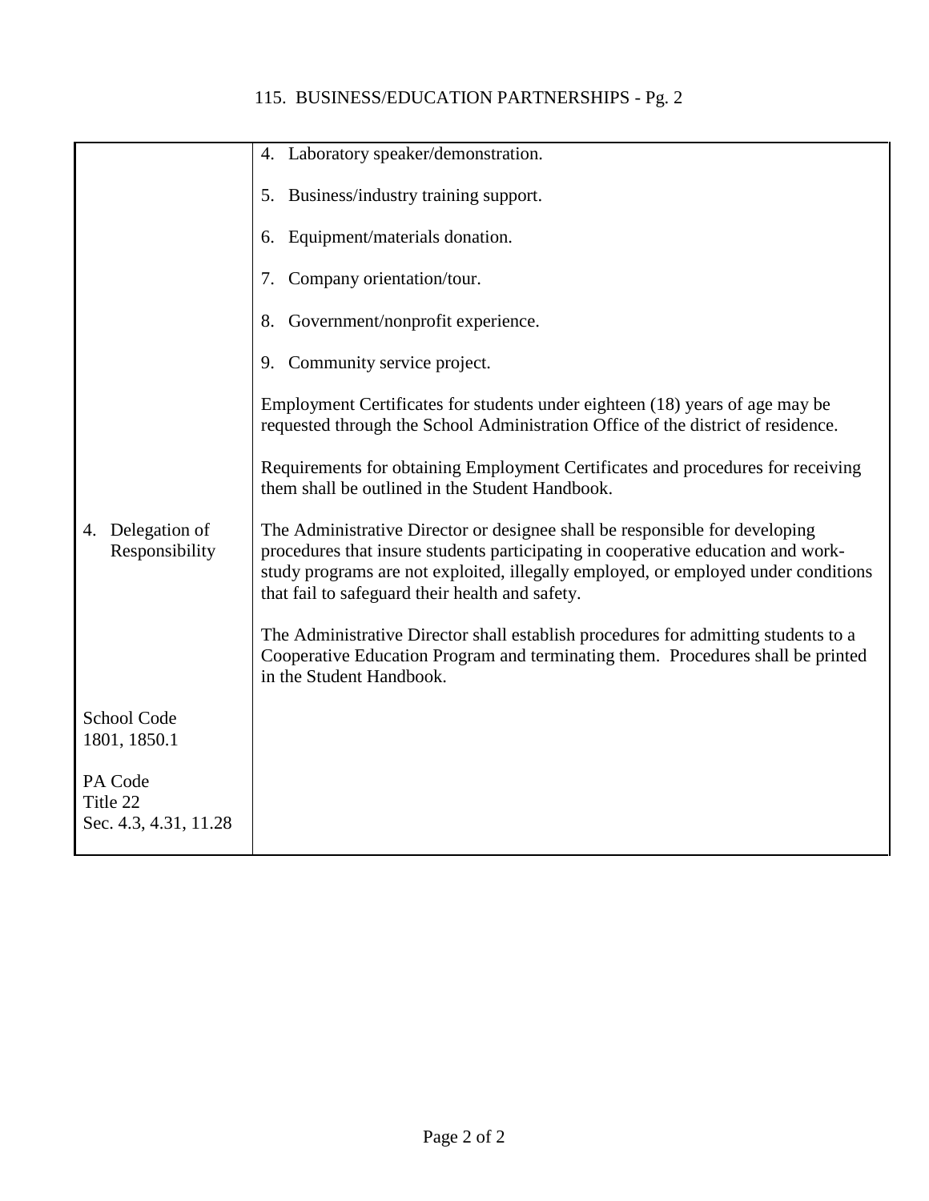4. Laboratory speaker/demonstration.

5. Business/industry training support.

6. Equipment/materials donation.

7. Company orientation/tour.

8. Government/nonprofit experience.

9. Community service project.

Employment Certificates for students under eighteen (18) years of age may be requested through the School Administration Office of the district of residence.

Requirements for obtaining Employment Certificates and procedures for receiving them shall be outlined in the Student Handbook.

**4. Delegation of Responsibility**

The Administrative Director or designee shall be responsible for developing procedures that insure students participating in cooperative education and work-study programs are not exploited, illegally employed, or employed under conditions that fail to safeguard their health and safety.

The Administrative Director shall establish procedures for admitting students to a Cooperative Education Program and terminating them. Procedures shall be printed in the Student Handbook.

School Code
1801, 1850.1

PA Code
Title 22
Sec. 4.3, 4.31, 11.28